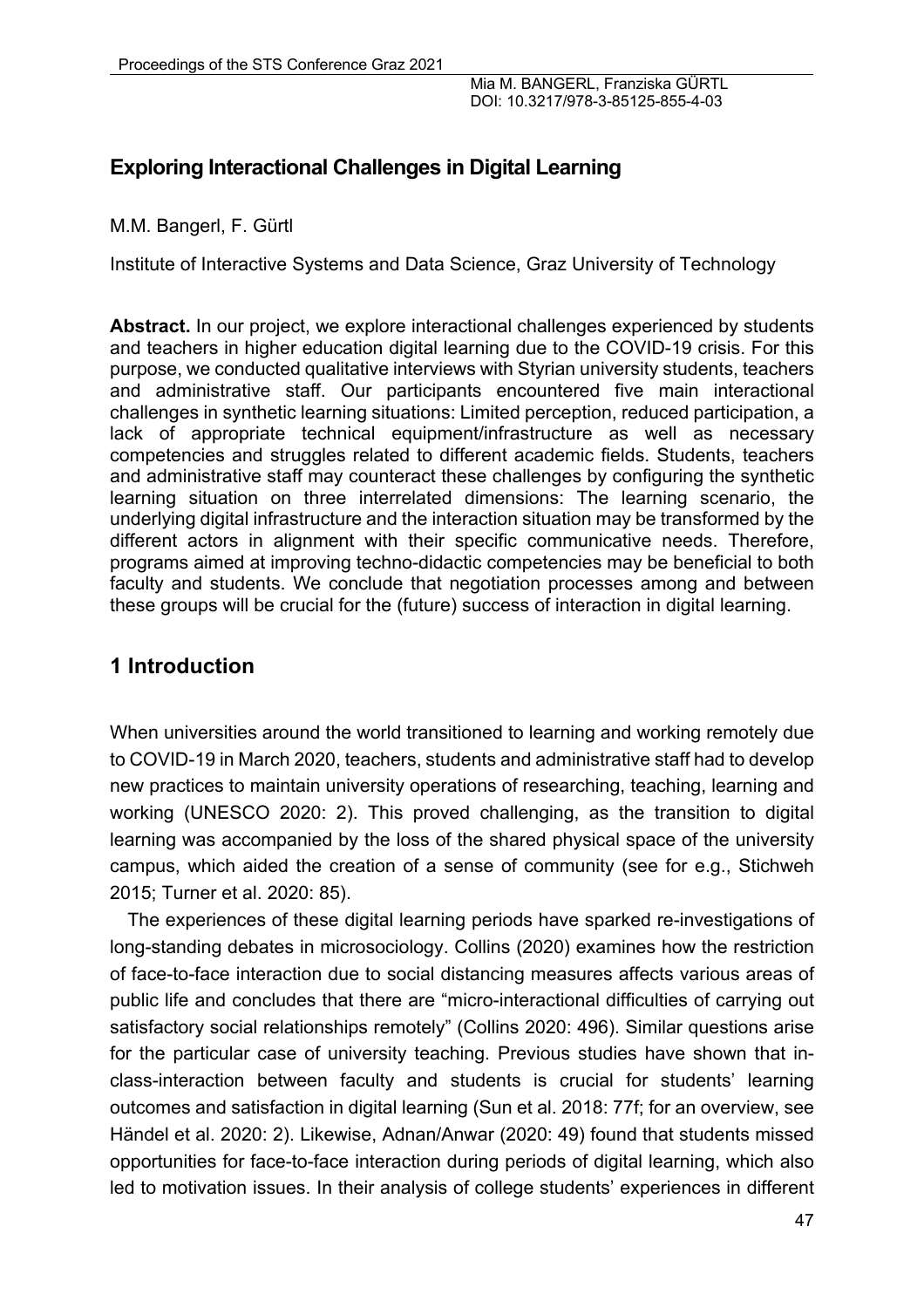## Exploring Interactional Challenges in Digital Learning

M.M. Bangerl, F. Gürtl

Institute of Interactive Systems and Data Science, Graz University of Technology

**Abstract.** In our project, we explore interactional challenges experienced by students and teachers in higher education digital learning due to the COVID-19 crisis. For this purpose, we conducted qualitative interviews with Styrian university students, teachers and administrative staff. Our participants encountered five main interactional challenges in synthetic learning situations: Limited perception, reduced participation, a lack of appropriate technical equipment/infrastructure as well as necessary competencies and struggles related to different academic fields. Students, teachers and administrative staff may counteract these challenges by configuring the synthetic learning situation on three interrelated dimensions: The learning scenario, the underlying digital infrastructure and the interaction situation may be transformed by the different actors in alignment with their specific communicative needs. Therefore, programs aimed at improving techno-didactic competencies may be beneficial to both faculty and students. We conclude that negotiation processes among and between these groups will be crucial for the (future) success of interaction in digital learning.

## 1 Introduction

When universities around the world transitioned to learning and working remotely due to COVID-19 in March 2020, teachers, students and administrative staff had to develop new practices to maintain university operations of researching, teaching, learning and working (UNESCO 2020: 2). This proved challenging, as the transition to digital learning was accompanied by the loss of the shared physical space of the university campus, which aided the creation of a sense of community (see for e.g., Stichweh 2015; Turner et al. 2020: 85).

The experiences of these digital learning periods have sparked re-investigations of long-standing debates in microsociology. Collins (2020) examines how the restriction of face-to-face interaction due to social distancing measures affects various areas of public life and concludes that there are "micro-interactional difficulties of carrying out satisfactory social relationships remotely" (Collins 2020: 496). Similar questions arise for the particular case of university teaching. Previous studies have shown that in-class-interaction between faculty and students is crucial for students' learning outcomes and satisfaction in digital learning (Sun et al. 2018: 77f; for an overview, see Händel et al. 2020: 2). Likewise, Adnan/Anwar (2020: 49) found that students missed opportunities for face-to-face interaction during periods of digital learning, which also led to motivation issues. In their analysis of college students' experiences in different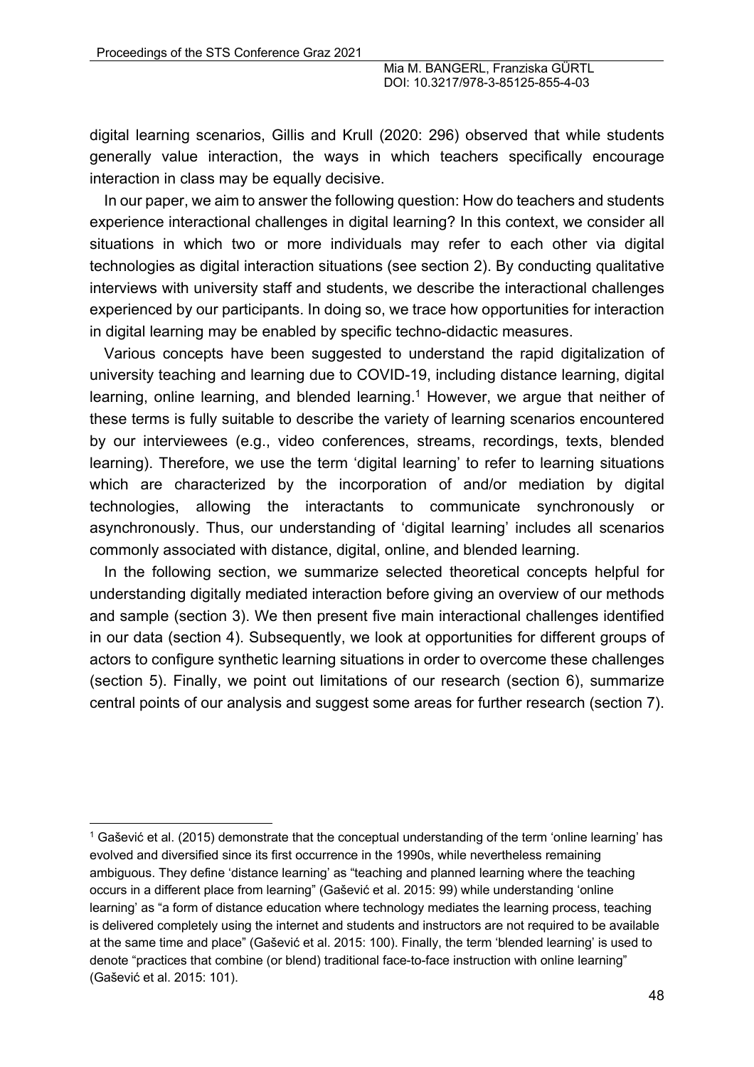digital learning scenarios, Gillis and Krull (2020: 296) observed that while students generally value interaction, the ways in which teachers specifically encourage interaction in class may be equally decisive.

In our paper, we aim to answer the following question: How do teachers and students experience interactional challenges in digital learning? In this context, we consider all situations in which two or more individuals may refer to each other via digital technologies as digital interaction situations (see section 2). By conducting qualitative interviews with university staff and students, we describe the interactional challenges experienced by our participants. In doing so, we trace how opportunities for interaction in digital learning may be enabled by specific techno-didactic measures.

Various concepts have been suggested to understand the rapid digitalization of university teaching and learning due to COVID-19, including distance learning, digital learning, online learning, and blended learning.[1] However, we argue that neither of these terms is fully suitable to describe the variety of learning scenarios encountered by our interviewees (e.g., video conferences, streams, recordings, texts, blended learning). Therefore, we use the term 'digital learning' to refer to learning situations which are characterized by the incorporation of and/or mediation by digital technologies, allowing the interactants to communicate synchronously or asynchronously. Thus, our understanding of 'digital learning' includes all scenarios commonly associated with distance, digital, online, and blended learning.

In the following section, we summarize selected theoretical concepts helpful for understanding digitally mediated interaction before giving an overview of our methods and sample (section 3). We then present five main interactional challenges identified in our data (section 4). Subsequently, we look at opportunities for different groups of actors to configure synthetic learning situations in order to overcome these challenges (section 5). Finally, we point out limitations of our research (section 6), summarize central points of our analysis and suggest some areas for further research (section 7).

---

[1] Gašević et al. (2015) demonstrate that the conceptual understanding of the term 'online learning' has evolved and diversified since its first occurrence in the 1990s, while nevertheless remaining ambiguous. They define 'distance learning' as "teaching and planned learning where the teaching occurs in a different place from learning" (Gašević et al. 2015: 99) while understanding 'online learning' as "a form of distance education where technology mediates the learning process, teaching is delivered completely using the internet and students and instructors are not required to be available at the same time and place" (Gašević et al. 2015: 100). Finally, the term 'blended learning' is used to denote "practices that combine (or blend) traditional face-to-face instruction with online learning" (Gašević et al. 2015: 101).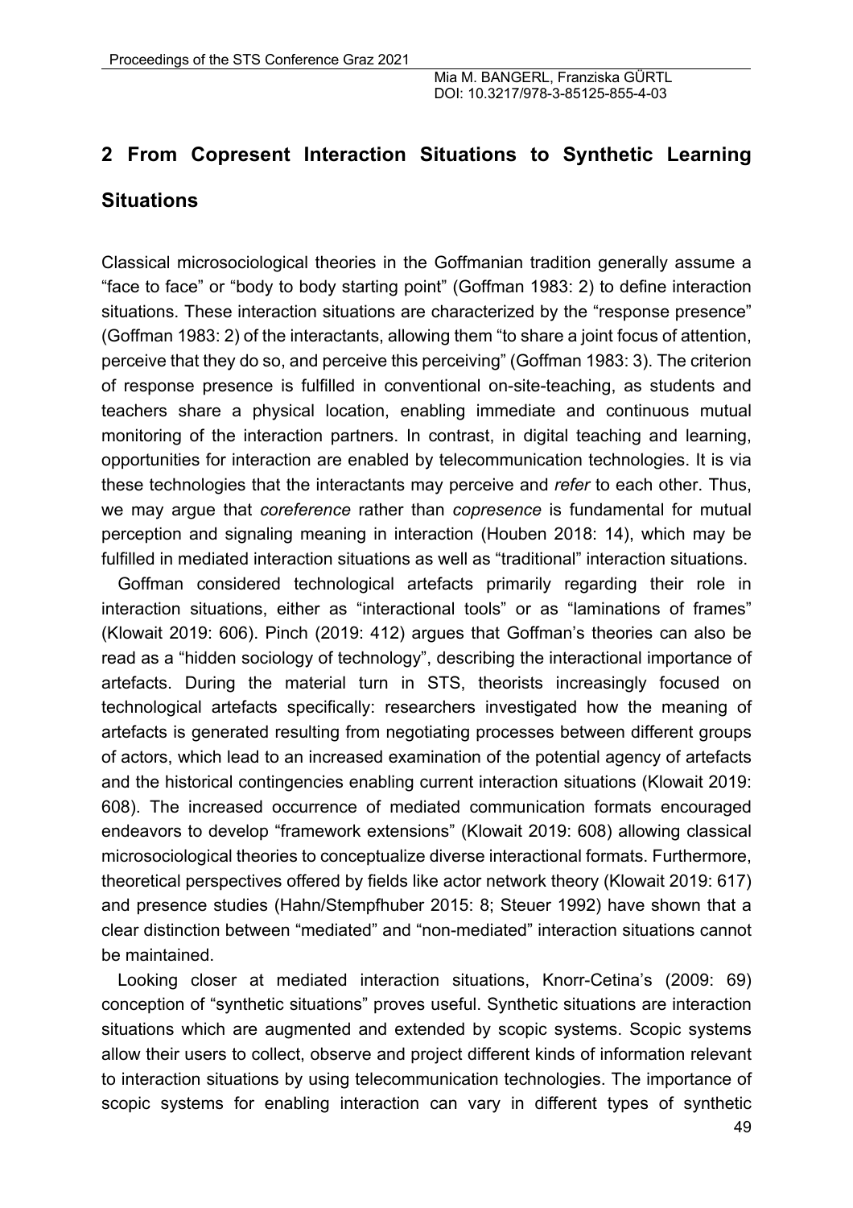## 2 From Copresent Interaction Situations to Synthetic Learning Situations

Classical microsociological theories in the Goffmanian tradition generally assume a "face to face" or "body to body starting point" (Goffman 1983: 2) to define interaction situations. These interaction situations are characterized by the "response presence" (Goffman 1983: 2) of the interactants, allowing them "to share a joint focus of attention, perceive that they do so, and perceive this perceiving" (Goffman 1983: 3). The criterion of response presence is fulfilled in conventional on-site-teaching, as students and teachers share a physical location, enabling immediate and continuous mutual monitoring of the interaction partners. In contrast, in digital teaching and learning, opportunities for interaction are enabled by telecommunication technologies. It is via these technologies that the interactants may perceive and *refer* to each other. Thus, we may argue that *coreference* rather than *copresence* is fundamental for mutual perception and signaling meaning in interaction (Houben 2018: 14), which may be fulfilled in mediated interaction situations as well as "traditional" interaction situations.

Goffman considered technological artefacts primarily regarding their role in interaction situations, either as "interactional tools" or as "laminations of frames" (Klowait 2019: 606). Pinch (2019: 412) argues that Goffman's theories can also be read as a "hidden sociology of technology", describing the interactional importance of artefacts. During the material turn in STS, theorists increasingly focused on technological artefacts specifically: researchers investigated how the meaning of artefacts is generated resulting from negotiating processes between different groups of actors, which lead to an increased examination of the potential agency of artefacts and the historical contingencies enabling current interaction situations (Klowait 2019: 608). The increased occurrence of mediated communication formats encouraged endeavors to develop "framework extensions" (Klowait 2019: 608) allowing classical microsociological theories to conceptualize diverse interactional formats. Furthermore, theoretical perspectives offered by fields like actor network theory (Klowait 2019: 617) and presence studies (Hahn/Stempfhuber 2015: 8; Steuer 1992) have shown that a clear distinction between "mediated" and "non-mediated" interaction situations cannot be maintained.

Looking closer at mediated interaction situations, Knorr-Cetina's (2009: 69) conception of "synthetic situations" proves useful. Synthetic situations are interaction situations which are augmented and extended by scopic systems. Scopic systems allow their users to collect, observe and project different kinds of information relevant to interaction situations by using telecommunication technologies. The importance of scopic systems for enabling interaction can vary in different types of synthetic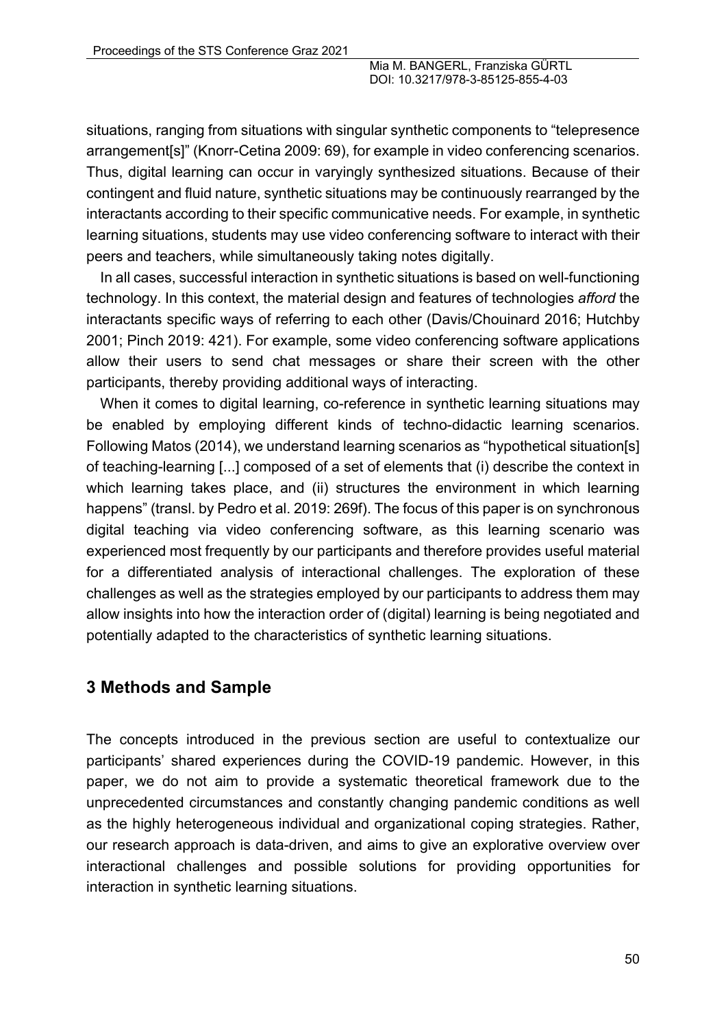situations, ranging from situations with singular synthetic components to "telepresence arrangement[s]" (Knorr-Cetina 2009: 69), for example in video conferencing scenarios. Thus, digital learning can occur in varyingly synthesized situations. Because of their contingent and fluid nature, synthetic situations may be continuously rearranged by the interactants according to their specific communicative needs. For example, in synthetic learning situations, students may use video conferencing software to interact with their peers and teachers, while simultaneously taking notes digitally.

In all cases, successful interaction in synthetic situations is based on well-functioning technology. In this context, the material design and features of technologies *afford* the interactants specific ways of referring to each other (Davis/Chouinard 2016; Hutchby 2001; Pinch 2019: 421). For example, some video conferencing software applications allow their users to send chat messages or share their screen with the other participants, thereby providing additional ways of interacting.

When it comes to digital learning, co-reference in synthetic learning situations may be enabled by employing different kinds of techno-didactic learning scenarios. Following Matos (2014), we understand learning scenarios as "hypothetical situation[s] of teaching-learning [...] composed of a set of elements that (i) describe the context in which learning takes place, and (ii) structures the environment in which learning happens" (transl. by Pedro et al. 2019: 269f). The focus of this paper is on synchronous digital teaching via video conferencing software, as this learning scenario was experienced most frequently by our participants and therefore provides useful material for a differentiated analysis of interactional challenges. The exploration of these challenges as well as the strategies employed by our participants to address them may allow insights into how the interaction order of (digital) learning is being negotiated and potentially adapted to the characteristics of synthetic learning situations.

## 3 Methods and Sample

The concepts introduced in the previous section are useful to contextualize our participants' shared experiences during the COVID-19 pandemic. However, in this paper, we do not aim to provide a systematic theoretical framework due to the unprecedented circumstances and constantly changing pandemic conditions as well as the highly heterogeneous individual and organizational coping strategies. Rather, our research approach is data-driven, and aims to give an explorative overview over interactional challenges and possible solutions for providing opportunities for interaction in synthetic learning situations.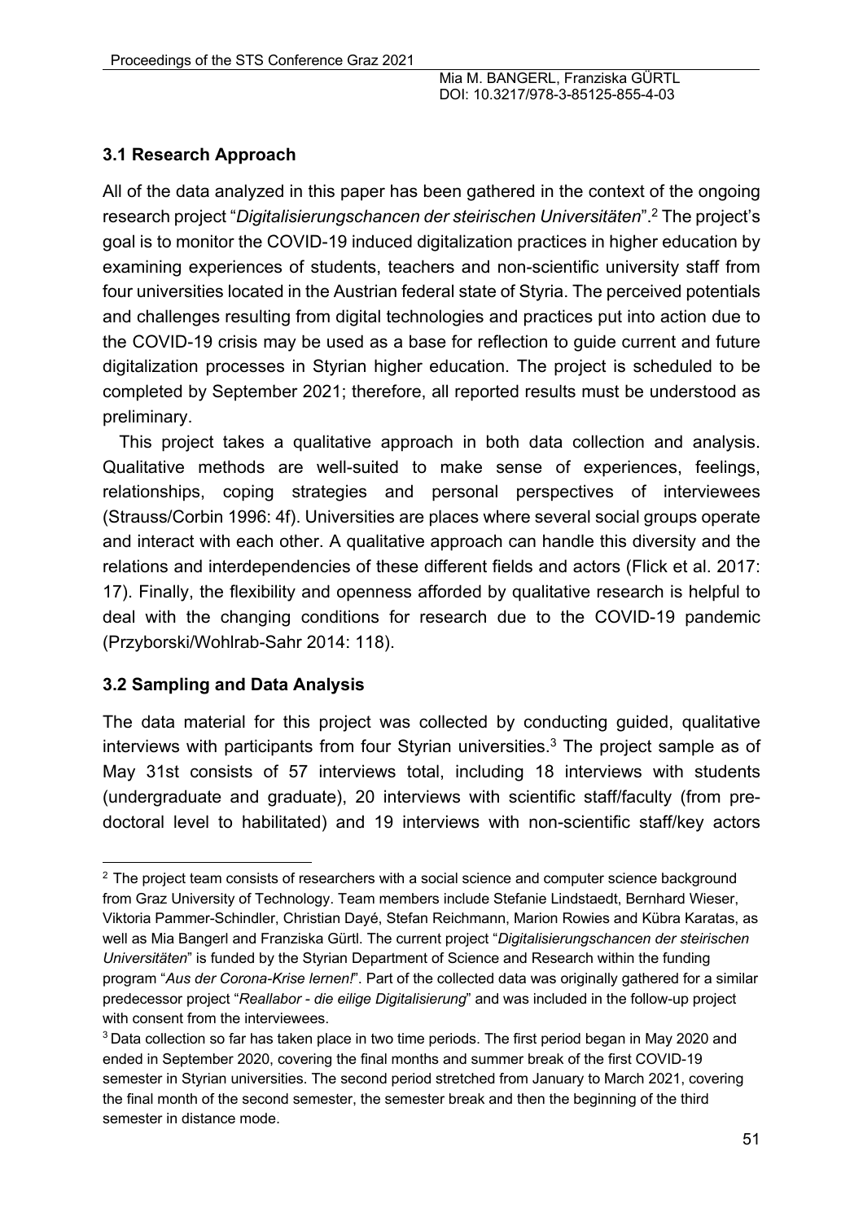### 3.1 Research Approach

All of the data analyzed in this paper has been gathered in the context of the ongoing research project "*Digitalisierungschancen der steirischen Universitäten*".[2] The project's goal is to monitor the COVID-19 induced digitalization practices in higher education by examining experiences of students, teachers and non-scientific university staff from four universities located in the Austrian federal state of Styria. The perceived potentials and challenges resulting from digital technologies and practices put into action due to the COVID-19 crisis may be used as a base for reflection to guide current and future digitalization processes in Styrian higher education. The project is scheduled to be completed by September 2021; therefore, all reported results must be understood as preliminary.

This project takes a qualitative approach in both data collection and analysis. Qualitative methods are well-suited to make sense of experiences, feelings, relationships, coping strategies and personal perspectives of interviewees (Strauss/Corbin 1996: 4f). Universities are places where several social groups operate and interact with each other. A qualitative approach can handle this diversity and the relations and interdependencies of these different fields and actors (Flick et al. 2017: 17). Finally, the flexibility and openness afforded by qualitative research is helpful to deal with the changing conditions for research due to the COVID-19 pandemic (Przyborski/Wohlrab-Sahr 2014: 118).

### 3.2 Sampling and Data Analysis

The data material for this project was collected by conducting guided, qualitative interviews with participants from four Styrian universities.[3] The project sample as of May 31st consists of 57 interviews total, including 18 interviews with students (undergraduate and graduate), 20 interviews with scientific staff/faculty (from pre-doctoral level to habilitated) and 19 interviews with non-scientific staff/key actors

---

[2] The project team consists of researchers with a social science and computer science background from Graz University of Technology. Team members include Stefanie Lindstaedt, Bernhard Wieser, Viktoria Pammer-Schindler, Christian Dayé, Stefan Reichmann, Marion Rowies and Kübra Karatas, as well as Mia Bangerl and Franziska Gürtl. The current project "*Digitalisierungschancen der steirischen Universitäten*" is funded by the Styrian Department of Science and Research within the funding program "*Aus der Corona-Krise lernen!*". Part of the collected data was originally gathered for a similar predecessor project "*Reallabor - die eilige Digitalisierung*" and was included in the follow-up project with consent from the interviewees.

[3] Data collection so far has taken place in two time periods. The first period began in May 2020 and ended in September 2020, covering the final months and summer break of the first COVID-19 semester in Styrian universities. The second period stretched from January to March 2021, covering the final month of the second semester, the semester break and then the beginning of the third semester in distance mode.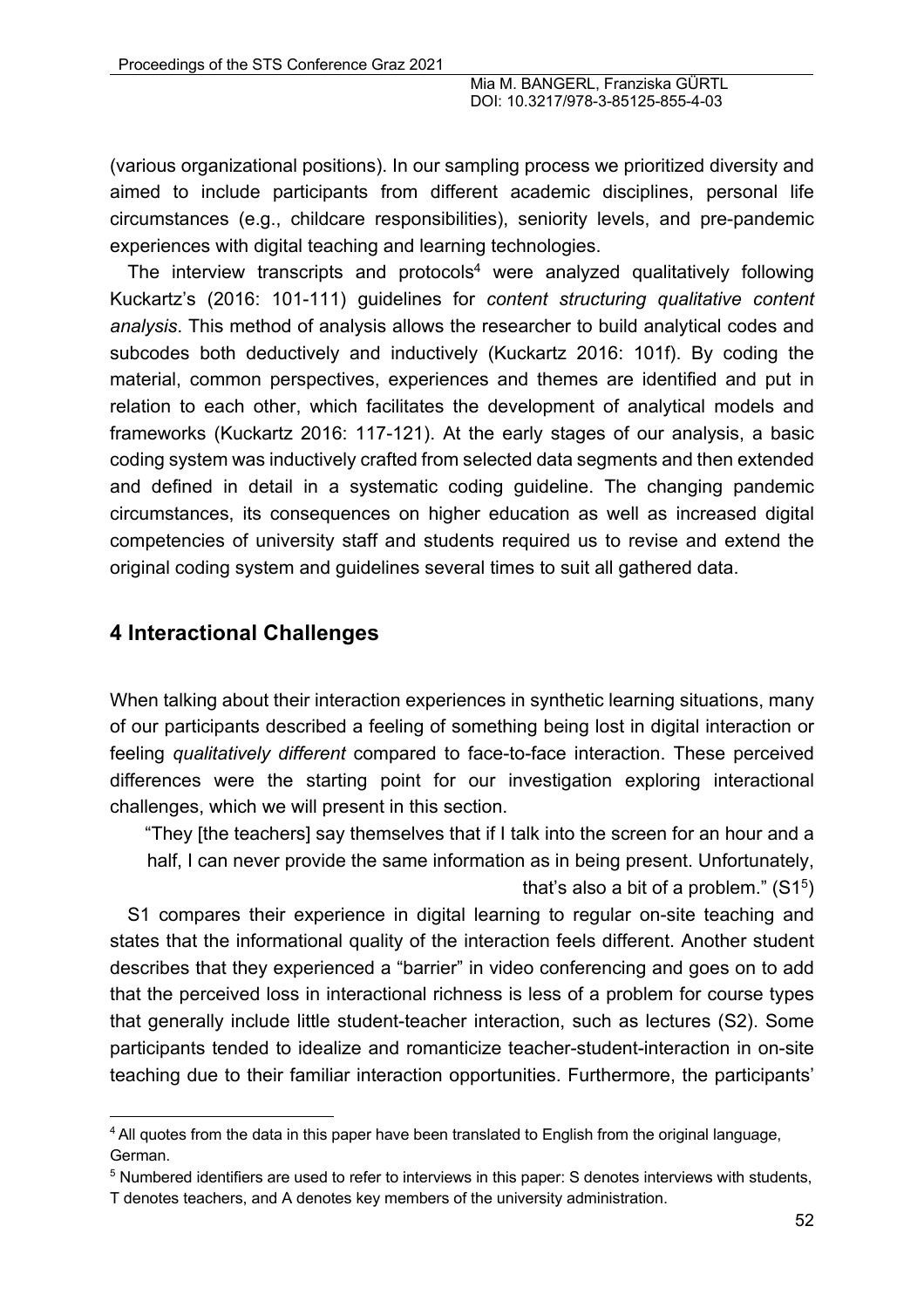(various organizational positions). In our sampling process we prioritized diversity and aimed to include participants from different academic disciplines, personal life circumstances (e.g., childcare responsibilities), seniority levels, and pre-pandemic experiences with digital teaching and learning technologies.

The interview transcripts and protocols[4] were analyzed qualitatively following Kuckartz's (2016: 101-111) guidelines for *content structuring qualitative content analysis*. This method of analysis allows the researcher to build analytical codes and subcodes both deductively and inductively (Kuckartz 2016: 101f). By coding the material, common perspectives, experiences and themes are identified and put in relation to each other, which facilitates the development of analytical models and frameworks (Kuckartz 2016: 117-121). At the early stages of our analysis, a basic coding system was inductively crafted from selected data segments and then extended and defined in detail in a systematic coding guideline. The changing pandemic circumstances, its consequences on higher education as well as increased digital competencies of university staff and students required us to revise and extend the original coding system and guidelines several times to suit all gathered data.

## 4 Interactional Challenges

When talking about their interaction experiences in synthetic learning situations, many of our participants described a feeling of something being lost in digital interaction or feeling *qualitatively different* compared to face-to-face interaction. These perceived differences were the starting point for our investigation exploring interactional challenges, which we will present in this section.

> "They [the teachers] say themselves that if I talk into the screen for an hour and a half, I can never provide the same information as in being present. Unfortunately, that's also a bit of a problem." (S1[5])

S1 compares their experience in digital learning to regular on-site teaching and states that the informational quality of the interaction feels different. Another student describes that they experienced a "barrier" in video conferencing and goes on to add that the perceived loss in interactional richness is less of a problem for course types that generally include little student-teacher interaction, such as lectures (S2). Some participants tended to idealize and romanticize teacher-student-interaction in on-site teaching due to their familiar interaction opportunities. Furthermore, the participants'

---

[4] All quotes from the data in this paper have been translated to English from the original language, German.

[5] Numbered identifiers are used to refer to interviews in this paper: S denotes interviews with students, T denotes teachers, and A denotes key members of the university administration.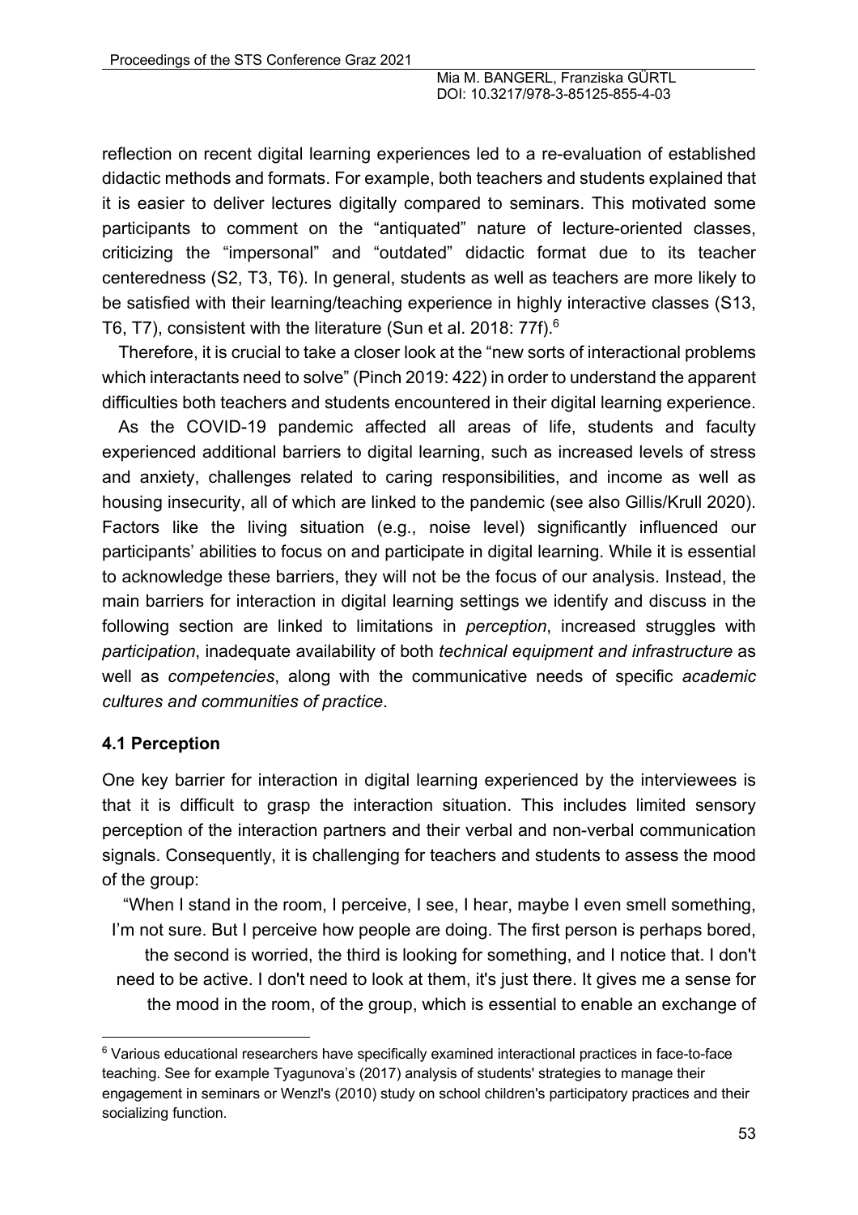reflection on recent digital learning experiences led to a re-evaluation of established didactic methods and formats. For example, both teachers and students explained that it is easier to deliver lectures digitally compared to seminars. This motivated some participants to comment on the "antiquated" nature of lecture-oriented classes, criticizing the "impersonal" and "outdated" didactic format due to its teacher centeredness (S2, T3, T6). In general, students as well as teachers are more likely to be satisfied with their learning/teaching experience in highly interactive classes (S13, T6, T7), consistent with the literature (Sun et al. 2018: 77f).[6]

Therefore, it is crucial to take a closer look at the "new sorts of interactional problems which interactants need to solve" (Pinch 2019: 422) in order to understand the apparent difficulties both teachers and students encountered in their digital learning experience.

As the COVID-19 pandemic affected all areas of life, students and faculty experienced additional barriers to digital learning, such as increased levels of stress and anxiety, challenges related to caring responsibilities, and income as well as housing insecurity, all of which are linked to the pandemic (see also Gillis/Krull 2020). Factors like the living situation (e.g., noise level) significantly influenced our participants' abilities to focus on and participate in digital learning. While it is essential to acknowledge these barriers, they will not be the focus of our analysis. Instead, the main barriers for interaction in digital learning settings we identify and discuss in the following section are linked to limitations in *perception*, increased struggles with *participation*, inadequate availability of both *technical equipment and infrastructure* as well as *competencies*, along with the communicative needs of specific *academic cultures and communities of practice*.

### 4.1 Perception

One key barrier for interaction in digital learning experienced by the interviewees is that it is difficult to grasp the interaction situation. This includes limited sensory perception of the interaction partners and their verbal and non-verbal communication signals. Consequently, it is challenging for teachers and students to assess the mood of the group:

> "When I stand in the room, I perceive, I see, I hear, maybe I even smell something, I'm not sure. But I perceive how people are doing. The first person is perhaps bored, the second is worried, the third is looking for something, and I notice that. I don't need to be active. I don't need to look at them, it's just there. It gives me a sense for the mood in the room, of the group, which is essential to enable an exchange of

[6] Various educational researchers have specifically examined interactional practices in face-to-face teaching. See for example Tyagunova's (2017) analysis of students' strategies to manage their engagement in seminars or Wenzl's (2010) study on school children's participatory practices and their socializing function.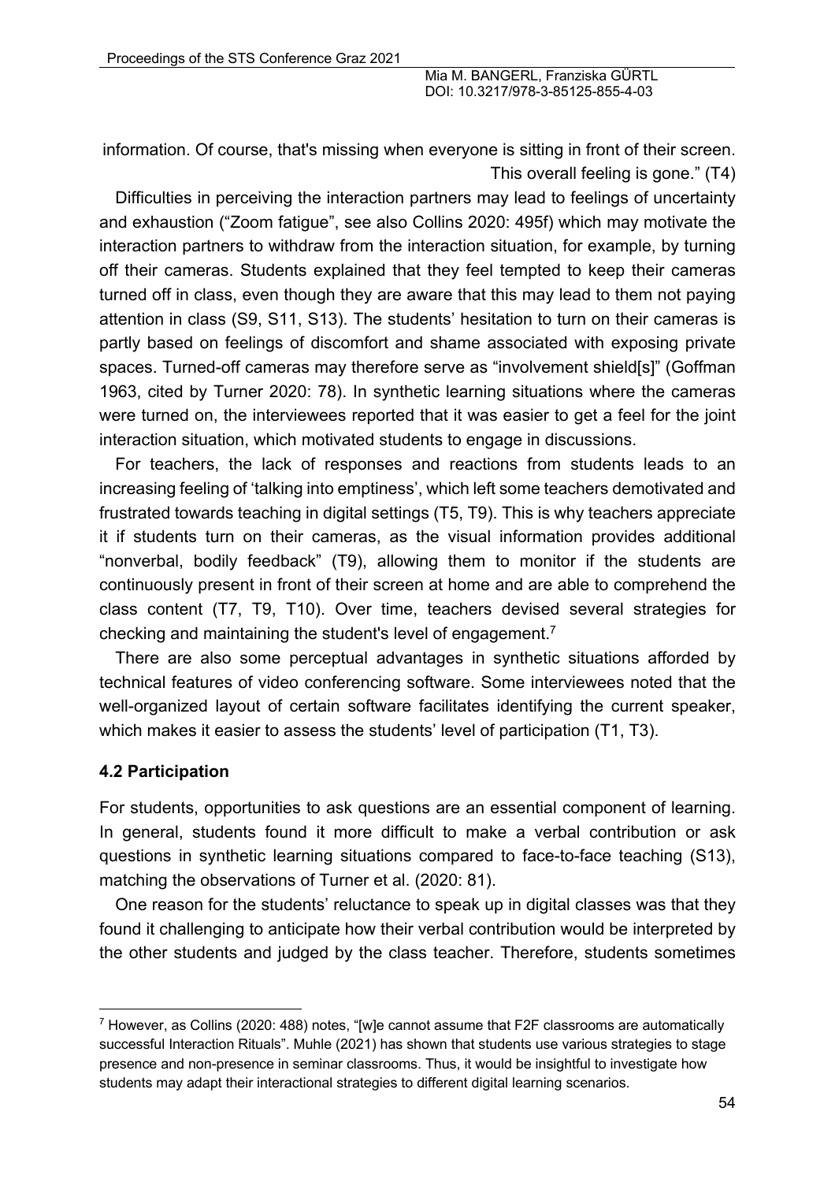information. Of course, that's missing when everyone is sitting in front of their screen. This overall feeling is gone." (T4)

Difficulties in perceiving the interaction partners may lead to feelings of uncertainty and exhaustion ("Zoom fatigue", see also Collins 2020: 495f) which may motivate the interaction partners to withdraw from the interaction situation, for example, by turning off their cameras. Students explained that they feel tempted to keep their cameras turned off in class, even though they are aware that this may lead to them not paying attention in class (S9, S11, S13). The students' hesitation to turn on their cameras is partly based on feelings of discomfort and shame associated with exposing private spaces. Turned-off cameras may therefore serve as "involvement shield[s]" (Goffman 1963, cited by Turner 2020: 78). In synthetic learning situations where the cameras were turned on, the interviewees reported that it was easier to get a feel for the joint interaction situation, which motivated students to engage in discussions.

For teachers, the lack of responses and reactions from students leads to an increasing feeling of 'talking into emptiness', which left some teachers demotivated and frustrated towards teaching in digital settings (T5, T9). This is why teachers appreciate it if students turn on their cameras, as the visual information provides additional "nonverbal, bodily feedback" (T9), allowing them to monitor if the students are continuously present in front of their screen at home and are able to comprehend the class content (T7, T9, T10). Over time, teachers devised several strategies for checking and maintaining the student's level of engagement.[7]

There are also some perceptual advantages in synthetic situations afforded by technical features of video conferencing software. Some interviewees noted that the well-organized layout of certain software facilitates identifying the current speaker, which makes it easier to assess the students' level of participation (T1, T3).

### 4.2 Participation

For students, opportunities to ask questions are an essential component of learning. In general, students found it more difficult to make a verbal contribution or ask questions in synthetic learning situations compared to face-to-face teaching (S13), matching the observations of Turner et al. (2020: 81).

One reason for the students' reluctance to speak up in digital classes was that they found it challenging to anticipate how their verbal contribution would be interpreted by the other students and judged by the class teacher. Therefore, students sometimes

[7] However, as Collins (2020: 488) notes, "[w]e cannot assume that F2F classrooms are automatically successful Interaction Rituals". Muhle (2021) has shown that students use various strategies to stage presence and non-presence in seminar classrooms. Thus, it would be insightful to investigate how students may adapt their interactional strategies to different digital learning scenarios.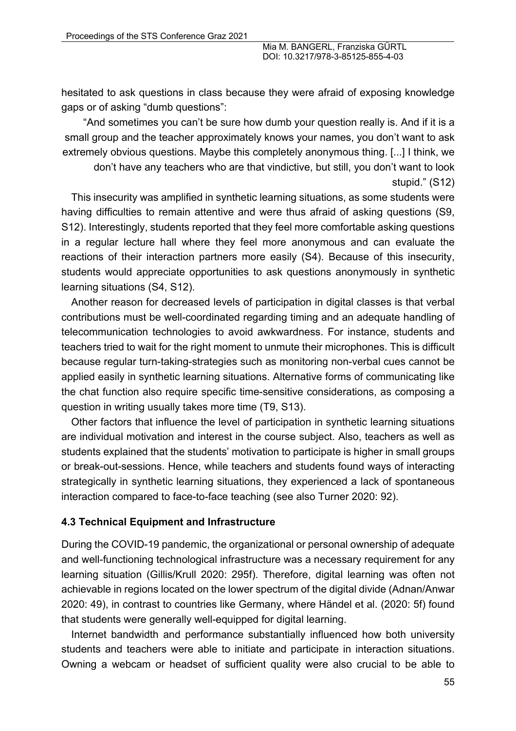hesitated to ask questions in class because they were afraid of exposing knowledge gaps or of asking "dumb questions":

> "And sometimes you can't be sure how dumb your question really is. And if it is a small group and the teacher approximately knows your names, you don't want to ask extremely obvious questions. Maybe this completely anonymous thing. [...] I think, we don't have any teachers who are that vindictive, but still, you don't want to look stupid." (S12)

This insecurity was amplified in synthetic learning situations, as some students were having difficulties to remain attentive and were thus afraid of asking questions (S9, S12). Interestingly, students reported that they feel more comfortable asking questions in a regular lecture hall where they feel more anonymous and can evaluate the reactions of their interaction partners more easily (S4). Because of this insecurity, students would appreciate opportunities to ask questions anonymously in synthetic learning situations (S4, S12).

Another reason for decreased levels of participation in digital classes is that verbal contributions must be well-coordinated regarding timing and an adequate handling of telecommunication technologies to avoid awkwardness. For instance, students and teachers tried to wait for the right moment to unmute their microphones. This is difficult because regular turn-taking-strategies such as monitoring non-verbal cues cannot be applied easily in synthetic learning situations. Alternative forms of communicating like the chat function also require specific time-sensitive considerations, as composing a question in writing usually takes more time (T9, S13).

Other factors that influence the level of participation in synthetic learning situations are individual motivation and interest in the course subject. Also, teachers as well as students explained that the students' motivation to participate is higher in small groups or break-out-sessions. Hence, while teachers and students found ways of interacting strategically in synthetic learning situations, they experienced a lack of spontaneous interaction compared to face-to-face teaching (see also Turner 2020: 92).

### 4.3 Technical Equipment and Infrastructure

During the COVID-19 pandemic, the organizational or personal ownership of adequate and well-functioning technological infrastructure was a necessary requirement for any learning situation (Gillis/Krull 2020: 295f). Therefore, digital learning was often not achievable in regions located on the lower spectrum of the digital divide (Adnan/Anwar 2020: 49), in contrast to countries like Germany, where Händel et al. (2020: 5f) found that students were generally well-equipped for digital learning.

Internet bandwidth and performance substantially influenced how both university students and teachers were able to initiate and participate in interaction situations. Owning a webcam or headset of sufficient quality were also crucial to be able to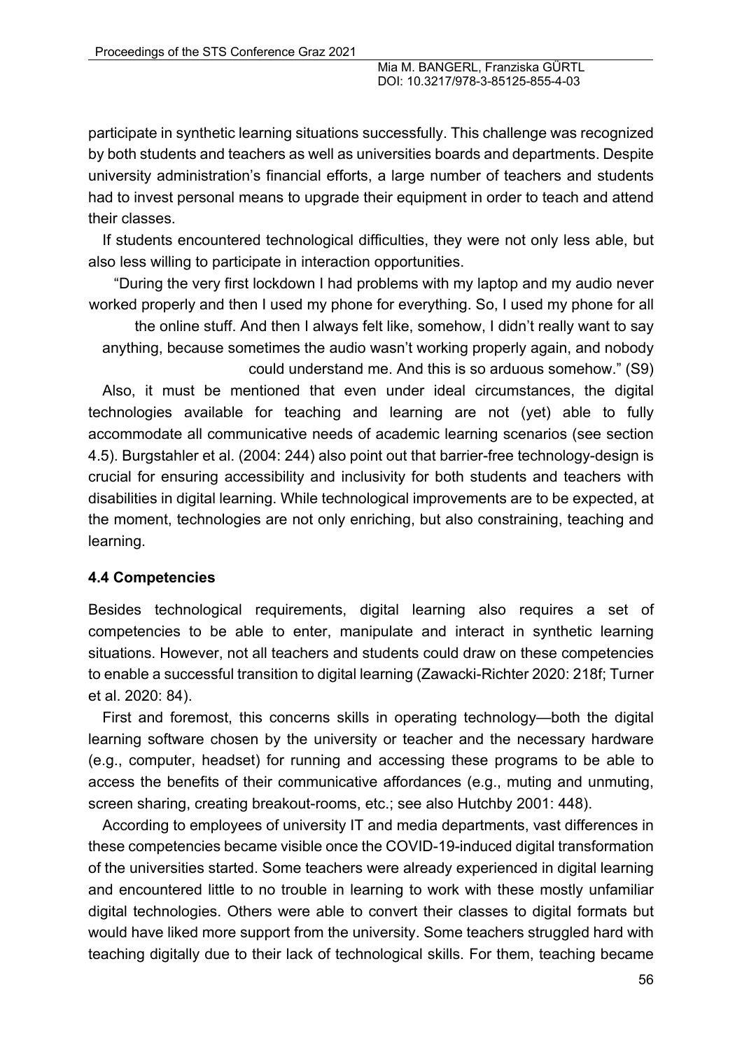participate in synthetic learning situations successfully. This challenge was recognized by both students and teachers as well as universities boards and departments. Despite university administration's financial efforts, a large number of teachers and students had to invest personal means to upgrade their equipment in order to teach and attend their classes.

If students encountered technological difficulties, they were not only less able, but also less willing to participate in interaction opportunities.

> "During the very first lockdown I had problems with my laptop and my audio never worked properly and then I used my phone for everything. So, I used my phone for all the online stuff. And then I always felt like, somehow, I didn't really want to say anything, because sometimes the audio wasn't working properly again, and nobody could understand me. And this is so arduous somehow." (S9)

Also, it must be mentioned that even under ideal circumstances, the digital technologies available for teaching and learning are not (yet) able to fully accommodate all communicative needs of academic learning scenarios (see section 4.5). Burgstahler et al. (2004: 244) also point out that barrier-free technology-design is crucial for ensuring accessibility and inclusivity for both students and teachers with disabilities in digital learning. While technological improvements are to be expected, at the moment, technologies are not only enriching, but also constraining, teaching and learning.

### 4.4 Competencies

Besides technological requirements, digital learning also requires a set of competencies to be able to enter, manipulate and interact in synthetic learning situations. However, not all teachers and students could draw on these competencies to enable a successful transition to digital learning (Zawacki-Richter 2020: 218f; Turner et al. 2020: 84).

First and foremost, this concerns skills in operating technology—both the digital learning software chosen by the university or teacher and the necessary hardware (e.g., computer, headset) for running and accessing these programs to be able to access the benefits of their communicative affordances (e.g., muting and unmuting, screen sharing, creating breakout-rooms, etc.; see also Hutchby 2001: 448).

According to employees of university IT and media departments, vast differences in these competencies became visible once the COVID-19-induced digital transformation of the universities started. Some teachers were already experienced in digital learning and encountered little to no trouble in learning to work with these mostly unfamiliar digital technologies. Others were able to convert their classes to digital formats but would have liked more support from the university. Some teachers struggled hard with teaching digitally due to their lack of technological skills. For them, teaching became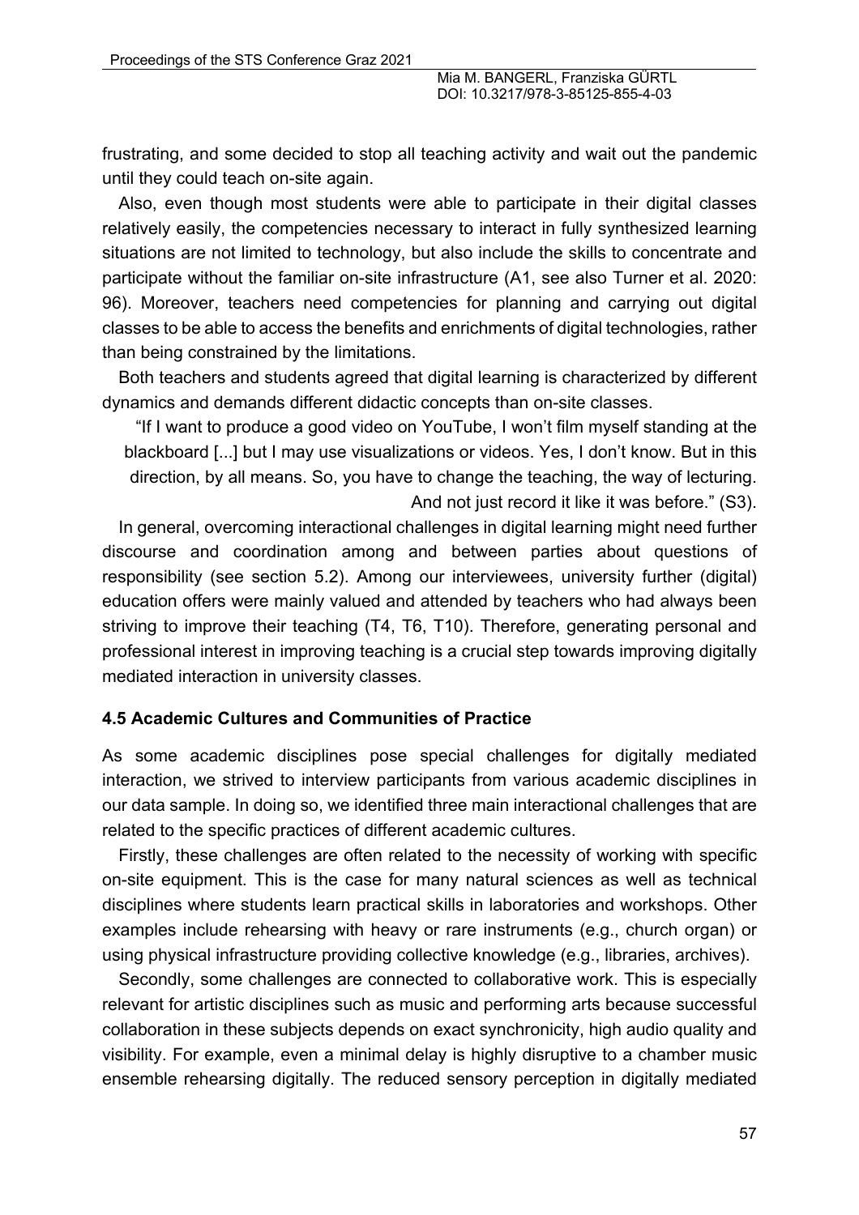frustrating, and some decided to stop all teaching activity and wait out the pandemic until they could teach on-site again.

Also, even though most students were able to participate in their digital classes relatively easily, the competencies necessary to interact in fully synthesized learning situations are not limited to technology, but also include the skills to concentrate and participate without the familiar on-site infrastructure (A1, see also Turner et al. 2020: 96). Moreover, teachers need competencies for planning and carrying out digital classes to be able to access the benefits and enrichments of digital technologies, rather than being constrained by the limitations.

Both teachers and students agreed that digital learning is characterized by different dynamics and demands different didactic concepts than on-site classes.

> "If I want to produce a good video on YouTube, I won't film myself standing at the blackboard [...] but I may use visualizations or videos. Yes, I don't know. But in this direction, by all means. So, you have to change the teaching, the way of lecturing. And not just record it like it was before." (S3).

In general, overcoming interactional challenges in digital learning might need further discourse and coordination among and between parties about questions of responsibility (see section 5.2). Among our interviewees, university further (digital) education offers were mainly valued and attended by teachers who had always been striving to improve their teaching (T4, T6, T10). Therefore, generating personal and professional interest in improving teaching is a crucial step towards improving digitally mediated interaction in university classes.

### 4.5 Academic Cultures and Communities of Practice

As some academic disciplines pose special challenges for digitally mediated interaction, we strived to interview participants from various academic disciplines in our data sample. In doing so, we identified three main interactional challenges that are related to the specific practices of different academic cultures.

Firstly, these challenges are often related to the necessity of working with specific on-site equipment. This is the case for many natural sciences as well as technical disciplines where students learn practical skills in laboratories and workshops. Other examples include rehearsing with heavy or rare instruments (e.g., church organ) or using physical infrastructure providing collective knowledge (e.g., libraries, archives).

Secondly, some challenges are connected to collaborative work. This is especially relevant for artistic disciplines such as music and performing arts because successful collaboration in these subjects depends on exact synchronicity, high audio quality and visibility. For example, even a minimal delay is highly disruptive to a chamber music ensemble rehearsing digitally. The reduced sensory perception in digitally mediated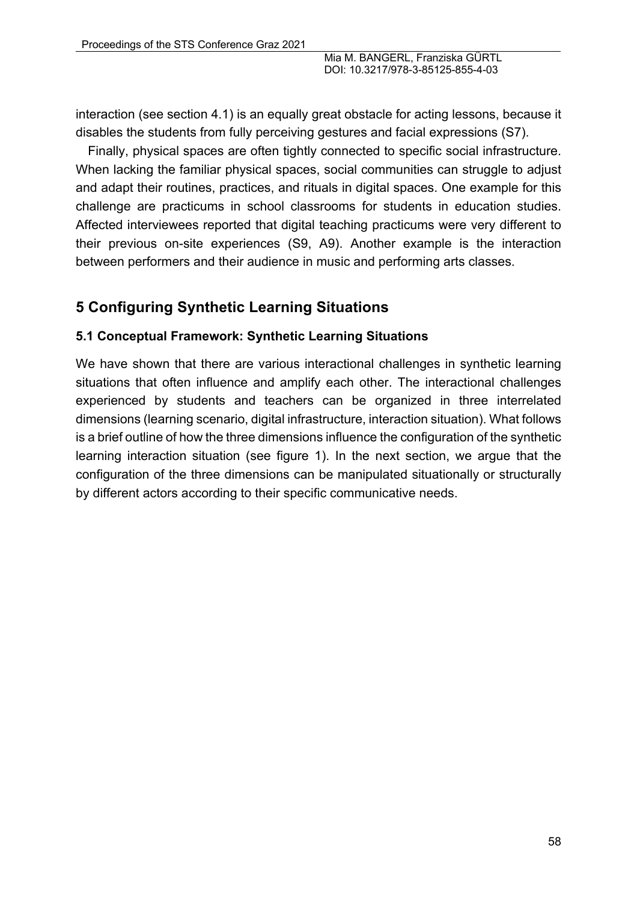interaction (see section 4.1) is an equally great obstacle for acting lessons, because it disables the students from fully perceiving gestures and facial expressions (S7).

Finally, physical spaces are often tightly connected to specific social infrastructure. When lacking the familiar physical spaces, social communities can struggle to adjust and adapt their routines, practices, and rituals in digital spaces. One example for this challenge are practicums in school classrooms for students in education studies. Affected interviewees reported that digital teaching practicums were very different to their previous on-site experiences (S9, A9). Another example is the interaction between performers and their audience in music and performing arts classes.

## 5 Configuring Synthetic Learning Situations

### 5.1 Conceptual Framework: Synthetic Learning Situations

We have shown that there are various interactional challenges in synthetic learning situations that often influence and amplify each other. The interactional challenges experienced by students and teachers can be organized in three interrelated dimensions (learning scenario, digital infrastructure, interaction situation). What follows is a brief outline of how the three dimensions influence the configuration of the synthetic learning interaction situation (see figure 1). In the next section, we argue that the configuration of the three dimensions can be manipulated situationally or structurally by different actors according to their specific communicative needs.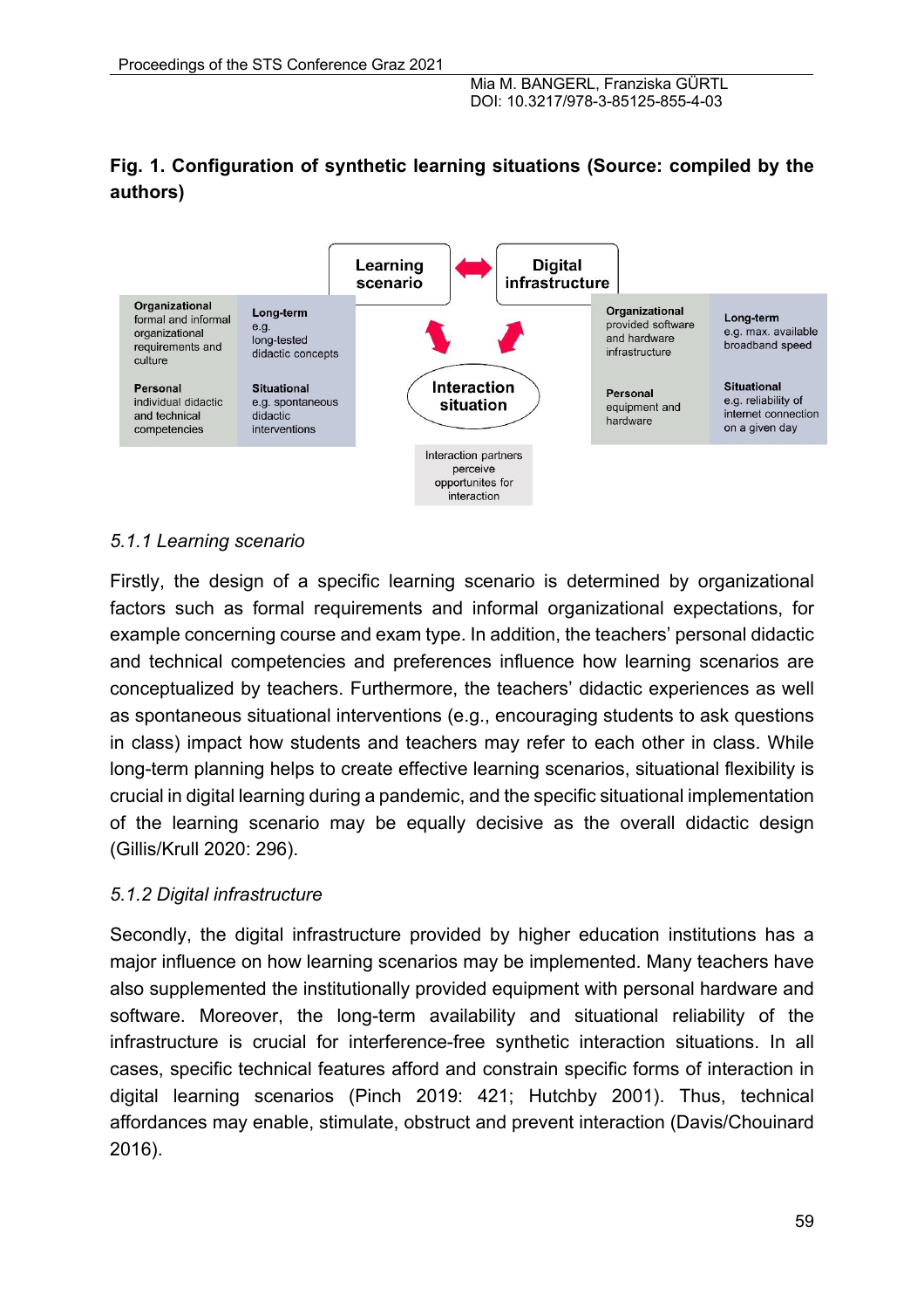**Fig. 1. Configuration of synthetic learning situations (Source: compiled by the authors)**

| Learning scenario | | | Digital infrastructure | |
|---|---|---|---|---|
| **Organizational** formal and informal organizational requirements and culture | **Long-term** e.g. long-tested didactic concepts | | **Organizational** provided software and hardware infrastructure | **Long-term** e.g. max. available broadband speed |
| **Personal** individual didactic and technical competencies | **Situational** e.g. spontaneous didactic interventions | **Interaction situation** | **Personal** equipment and hardware | **Situational** e.g. reliability of internet connection on a given day |
| | | Interaction partners perceive opportunites for interaction | | |

### 5.1.1 Learning scenario

Firstly, the design of a specific learning scenario is determined by organizational factors such as formal requirements and informal organizational expectations, for example concerning course and exam type. In addition, the teachers' personal didactic and technical competencies and preferences influence how learning scenarios are conceptualized by teachers. Furthermore, the teachers' didactic experiences as well as spontaneous situational interventions (e.g., encouraging students to ask questions in class) impact how students and teachers may refer to each other in class. While long-term planning helps to create effective learning scenarios, situational flexibility is crucial in digital learning during a pandemic, and the specific situational implementation of the learning scenario may be equally decisive as the overall didactic design (Gillis/Krull 2020: 296).

### 5.1.2 Digital infrastructure

Secondly, the digital infrastructure provided by higher education institutions has a major influence on how learning scenarios may be implemented. Many teachers have also supplemented the institutionally provided equipment with personal hardware and software. Moreover, the long-term availability and situational reliability of the infrastructure is crucial for interference-free synthetic interaction situations. In all cases, specific technical features afford and constrain specific forms of interaction in digital learning scenarios (Pinch 2019: 421; Hutchby 2001). Thus, technical affordances may enable, stimulate, obstruct and prevent interaction (Davis/Chouinard 2016).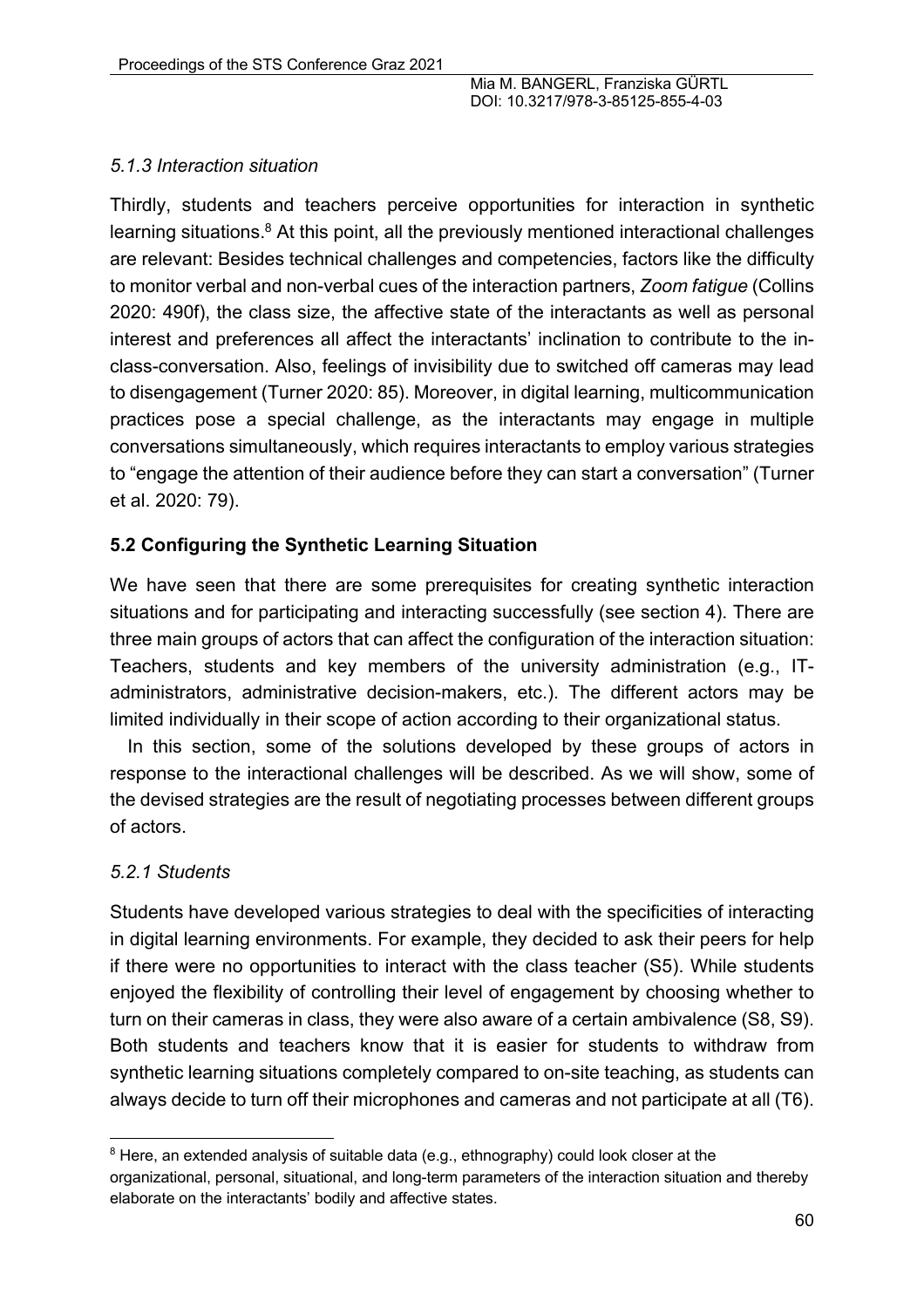### *5.1.3 Interaction situation*

Thirdly, students and teachers perceive opportunities for interaction in synthetic learning situations.[8] At this point, all the previously mentioned interactional challenges are relevant: Besides technical challenges and competencies, factors like the difficulty to monitor verbal and non-verbal cues of the interaction partners, *Zoom fatigue* (Collins 2020: 490f), the class size, the affective state of the interactants as well as personal interest and preferences all affect the interactants' inclination to contribute to the in-class-conversation. Also, feelings of invisibility due to switched off cameras may lead to disengagement (Turner 2020: 85). Moreover, in digital learning, multicommunication practices pose a special challenge, as the interactants may engage in multiple conversations simultaneously, which requires interactants to employ various strategies to "engage the attention of their audience before they can start a conversation" (Turner et al. 2020: 79).

## **5.2 Configuring the Synthetic Learning Situation**

We have seen that there are some prerequisites for creating synthetic interaction situations and for participating and interacting successfully (see section 4). There are three main groups of actors that can affect the configuration of the interaction situation: Teachers, students and key members of the university administration (e.g., IT-administrators, administrative decision-makers, etc.). The different actors may be limited individually in their scope of action according to their organizational status.

In this section, some of the solutions developed by these groups of actors in response to the interactional challenges will be described. As we will show, some of the devised strategies are the result of negotiating processes between different groups of actors.

### *5.2.1 Students*

Students have developed various strategies to deal with the specificities of interacting in digital learning environments. For example, they decided to ask their peers for help if there were no opportunities to interact with the class teacher (S5). While students enjoyed the flexibility of controlling their level of engagement by choosing whether to turn on their cameras in class, they were also aware of a certain ambivalence (S8, S9). Both students and teachers know that it is easier for students to withdraw from synthetic learning situations completely compared to on-site teaching, as students can always decide to turn off their microphones and cameras and not participate at all (T6).

[8] Here, an extended analysis of suitable data (e.g., ethnography) could look closer at the organizational, personal, situational, and long-term parameters of the interaction situation and thereby elaborate on the interactants' bodily and affective states.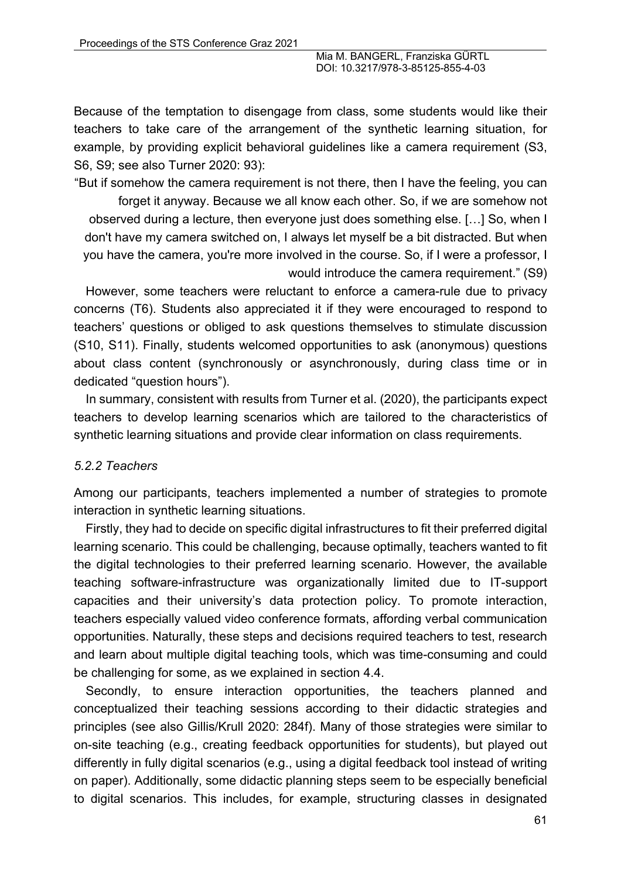Because of the temptation to disengage from class, some students would like their teachers to take care of the arrangement of the synthetic learning situation, for example, by providing explicit behavioral guidelines like a camera requirement (S3, S6, S9; see also Turner 2020: 93):

> "But if somehow the camera requirement is not there, then I have the feeling, you can forget it anyway. Because we all know each other. So, if we are somehow not observed during a lecture, then everyone just does something else. […] So, when I don't have my camera switched on, I always let myself be a bit distracted. But when you have the camera, you're more involved in the course. So, if I were a professor, I would introduce the camera requirement." (S9)

However, some teachers were reluctant to enforce a camera-rule due to privacy concerns (T6). Students also appreciated it if they were encouraged to respond to teachers' questions or obliged to ask questions themselves to stimulate discussion (S10, S11). Finally, students welcomed opportunities to ask (anonymous) questions about class content (synchronously or asynchronously, during class time or in dedicated "question hours").

In summary, consistent with results from Turner et al. (2020), the participants expect teachers to develop learning scenarios which are tailored to the characteristics of synthetic learning situations and provide clear information on class requirements.

#### *5.2.2 Teachers*

Among our participants, teachers implemented a number of strategies to promote interaction in synthetic learning situations.

Firstly, they had to decide on specific digital infrastructures to fit their preferred digital learning scenario. This could be challenging, because optimally, teachers wanted to fit the digital technologies to their preferred learning scenario. However, the available teaching software-infrastructure was organizationally limited due to IT-support capacities and their university's data protection policy. To promote interaction, teachers especially valued video conference formats, affording verbal communication opportunities. Naturally, these steps and decisions required teachers to test, research and learn about multiple digital teaching tools, which was time-consuming and could be challenging for some, as we explained in section 4.4.

Secondly, to ensure interaction opportunities, the teachers planned and conceptualized their teaching sessions according to their didactic strategies and principles (see also Gillis/Krull 2020: 284f). Many of those strategies were similar to on-site teaching (e.g., creating feedback opportunities for students), but played out differently in fully digital scenarios (e.g., using a digital feedback tool instead of writing on paper). Additionally, some didactic planning steps seem to be especially beneficial to digital scenarios. This includes, for example, structuring classes in designated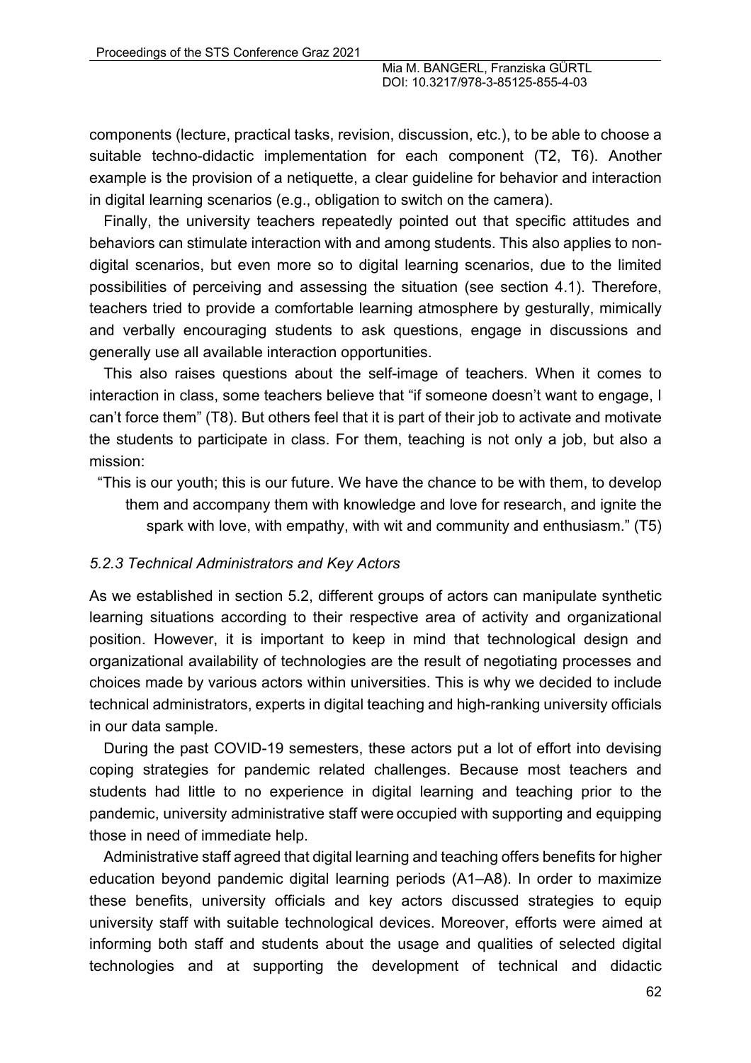components (lecture, practical tasks, revision, discussion, etc.), to be able to choose a suitable techno-didactic implementation for each component (T2, T6). Another example is the provision of a netiquette, a clear guideline for behavior and interaction in digital learning scenarios (e.g., obligation to switch on the camera).

Finally, the university teachers repeatedly pointed out that specific attitudes and behaviors can stimulate interaction with and among students. This also applies to non-digital scenarios, but even more so to digital learning scenarios, due to the limited possibilities of perceiving and assessing the situation (see section 4.1). Therefore, teachers tried to provide a comfortable learning atmosphere by gesturally, mimically and verbally encouraging students to ask questions, engage in discussions and generally use all available interaction opportunities.

This also raises questions about the self-image of teachers. When it comes to interaction in class, some teachers believe that "if someone doesn't want to engage, I can't force them" (T8). But others feel that it is part of their job to activate and motivate the students to participate in class. For them, teaching is not only a job, but also a mission:

> "This is our youth; this is our future. We have the chance to be with them, to develop them and accompany them with knowledge and love for research, and ignite the spark with love, with empathy, with wit and community and enthusiasm." (T5)

### *5.2.3 Technical Administrators and Key Actors*

As we established in section 5.2, different groups of actors can manipulate synthetic learning situations according to their respective area of activity and organizational position. However, it is important to keep in mind that technological design and organizational availability of technologies are the result of negotiating processes and choices made by various actors within universities. This is why we decided to include technical administrators, experts in digital teaching and high-ranking university officials in our data sample.

During the past COVID-19 semesters, these actors put a lot of effort into devising coping strategies for pandemic related challenges. Because most teachers and students had little to no experience in digital learning and teaching prior to the pandemic, university administrative staff were occupied with supporting and equipping those in need of immediate help.

Administrative staff agreed that digital learning and teaching offers benefits for higher education beyond pandemic digital learning periods (A1–A8). In order to maximize these benefits, university officials and key actors discussed strategies to equip university staff with suitable technological devices. Moreover, efforts were aimed at informing both staff and students about the usage and qualities of selected digital technologies and at supporting the development of technical and didactic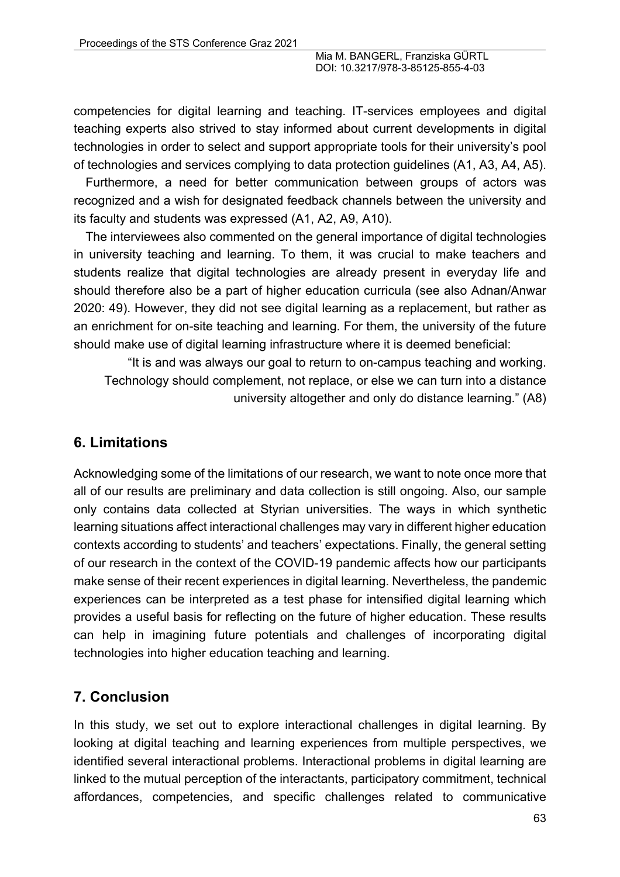competencies for digital learning and teaching. IT-services employees and digital teaching experts also strived to stay informed about current developments in digital technologies in order to select and support appropriate tools for their university's pool of technologies and services complying to data protection guidelines (A1, A3, A4, A5).

Furthermore, a need for better communication between groups of actors was recognized and a wish for designated feedback channels between the university and its faculty and students was expressed (A1, A2, A9, A10).

The interviewees also commented on the general importance of digital technologies in university teaching and learning. To them, it was crucial to make teachers and students realize that digital technologies are already present in everyday life and should therefore also be a part of higher education curricula (see also Adnan/Anwar 2020: 49). However, they did not see digital learning as a replacement, but rather as an enrichment for on-site teaching and learning. For them, the university of the future should make use of digital learning infrastructure where it is deemed beneficial:

> "It is and was always our goal to return to on-campus teaching and working. Technology should complement, not replace, or else we can turn into a distance university altogether and only do distance learning." (A8)

## 6. Limitations

Acknowledging some of the limitations of our research, we want to note once more that all of our results are preliminary and data collection is still ongoing. Also, our sample only contains data collected at Styrian universities. The ways in which synthetic learning situations affect interactional challenges may vary in different higher education contexts according to students' and teachers' expectations. Finally, the general setting of our research in the context of the COVID-19 pandemic affects how our participants make sense of their recent experiences in digital learning. Nevertheless, the pandemic experiences can be interpreted as a test phase for intensified digital learning which provides a useful basis for reflecting on the future of higher education. These results can help in imagining future potentials and challenges of incorporating digital technologies into higher education teaching and learning.

## 7. Conclusion

In this study, we set out to explore interactional challenges in digital learning. By looking at digital teaching and learning experiences from multiple perspectives, we identified several interactional problems. Interactional problems in digital learning are linked to the mutual perception of the interactants, participatory commitment, technical affordances, competencies, and specific challenges related to communicative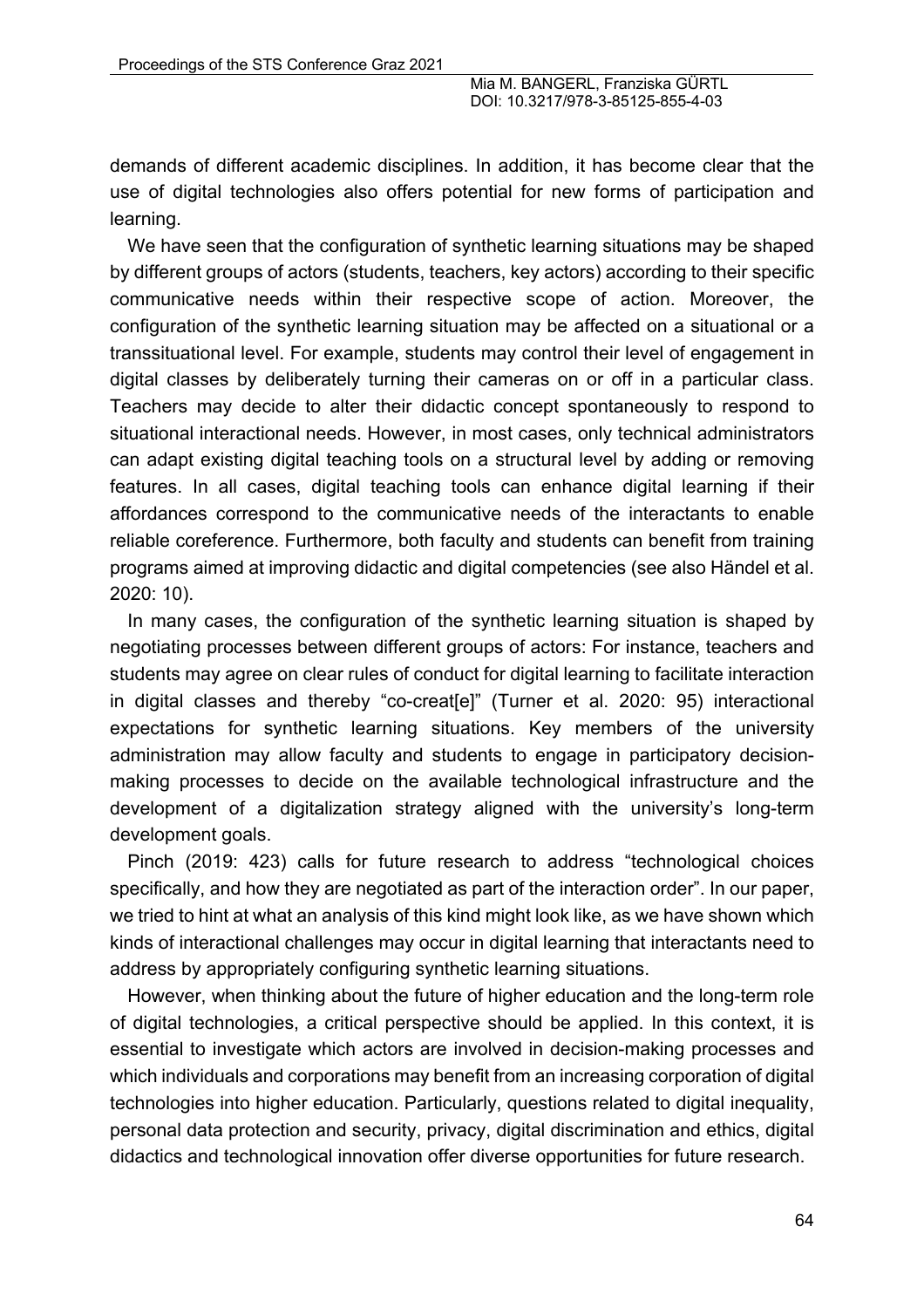demands of different academic disciplines. In addition, it has become clear that the use of digital technologies also offers potential for new forms of participation and learning.

We have seen that the configuration of synthetic learning situations may be shaped by different groups of actors (students, teachers, key actors) according to their specific communicative needs within their respective scope of action. Moreover, the configuration of the synthetic learning situation may be affected on a situational or a transsituational level. For example, students may control their level of engagement in digital classes by deliberately turning their cameras on or off in a particular class. Teachers may decide to alter their didactic concept spontaneously to respond to situational interactional needs. However, in most cases, only technical administrators can adapt existing digital teaching tools on a structural level by adding or removing features. In all cases, digital teaching tools can enhance digital learning if their affordances correspond to the communicative needs of the interactants to enable reliable coreference. Furthermore, both faculty and students can benefit from training programs aimed at improving didactic and digital competencies (see also Händel et al. 2020: 10).

In many cases, the configuration of the synthetic learning situation is shaped by negotiating processes between different groups of actors: For instance, teachers and students may agree on clear rules of conduct for digital learning to facilitate interaction in digital classes and thereby "co-creat[e]" (Turner et al. 2020: 95) interactional expectations for synthetic learning situations. Key members of the university administration may allow faculty and students to engage in participatory decision-making processes to decide on the available technological infrastructure and the development of a digitalization strategy aligned with the university's long-term development goals.

Pinch (2019: 423) calls for future research to address "technological choices specifically, and how they are negotiated as part of the interaction order". In our paper, we tried to hint at what an analysis of this kind might look like, as we have shown which kinds of interactional challenges may occur in digital learning that interactants need to address by appropriately configuring synthetic learning situations.

However, when thinking about the future of higher education and the long-term role of digital technologies, a critical perspective should be applied. In this context, it is essential to investigate which actors are involved in decision-making processes and which individuals and corporations may benefit from an increasing corporation of digital technologies into higher education. Particularly, questions related to digital inequality, personal data protection and security, privacy, digital discrimination and ethics, digital didactics and technological innovation offer diverse opportunities for future research.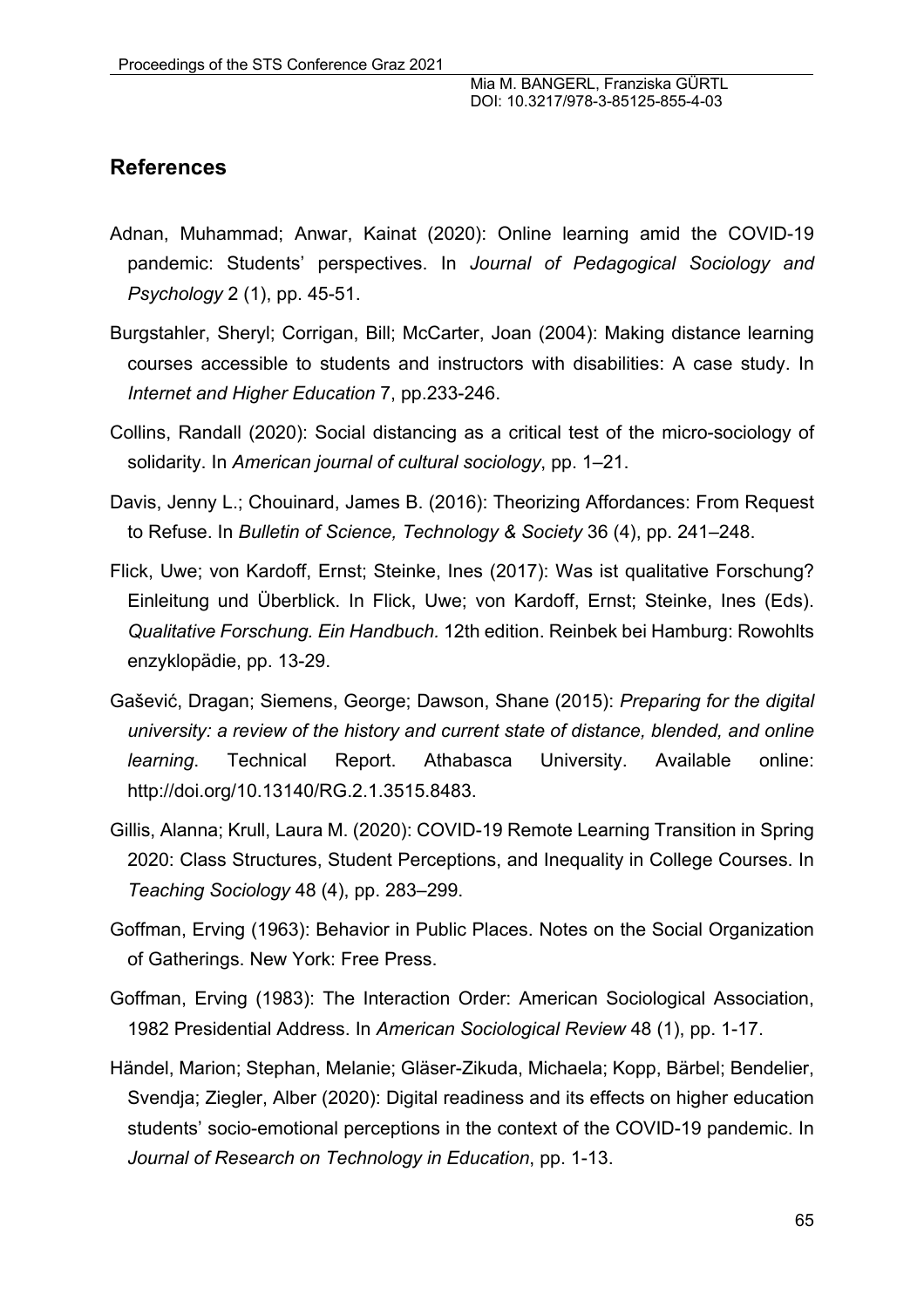## References

Adnan, Muhammad; Anwar, Kainat (2020): Online learning amid the COVID-19 pandemic: Students' perspectives. In *Journal of Pedagogical Sociology and Psychology* 2 (1), pp. 45-51.

Burgstahler, Sheryl; Corrigan, Bill; McCarter, Joan (2004): Making distance learning courses accessible to students and instructors with disabilities: A case study. In *Internet and Higher Education* 7, pp.233-246.

Collins, Randall (2020): Social distancing as a critical test of the micro-sociology of solidarity. In *American journal of cultural sociology*, pp. 1–21.

Davis, Jenny L.; Chouinard, James B. (2016): Theorizing Affordances: From Request to Refuse. In *Bulletin of Science, Technology & Society* 36 (4), pp. 241–248.

Flick, Uwe; von Kardoff, Ernst; Steinke, Ines (2017): Was ist qualitative Forschung? Einleitung und Überblick. In Flick, Uwe; von Kardoff, Ernst; Steinke, Ines (Eds). *Qualitative Forschung. Ein Handbuch.* 12th edition. Reinbek bei Hamburg: Rowohlts enzyklopädie, pp. 13-29.

Gašević, Dragan; Siemens, George; Dawson, Shane (2015): *Preparing for the digital university: a review of the history and current state of distance, blended, and online learning*. Technical Report. Athabasca University. Available online: http://doi.org/10.13140/RG.2.1.3515.8483.

Gillis, Alanna; Krull, Laura M. (2020): COVID-19 Remote Learning Transition in Spring 2020: Class Structures, Student Perceptions, and Inequality in College Courses. In *Teaching Sociology* 48 (4), pp. 283–299.

Goffman, Erving (1963): Behavior in Public Places. Notes on the Social Organization of Gatherings. New York: Free Press.

Goffman, Erving (1983): The Interaction Order: American Sociological Association, 1982 Presidential Address. In *American Sociological Review* 48 (1), pp. 1-17.

Händel, Marion; Stephan, Melanie; Gläser-Zikuda, Michaela; Kopp, Bärbel; Bendelier, Svendja; Ziegler, Alber (2020): Digital readiness and its effects on higher education students' socio-emotional perceptions in the context of the COVID-19 pandemic. In *Journal of Research on Technology in Education*, pp. 1-13.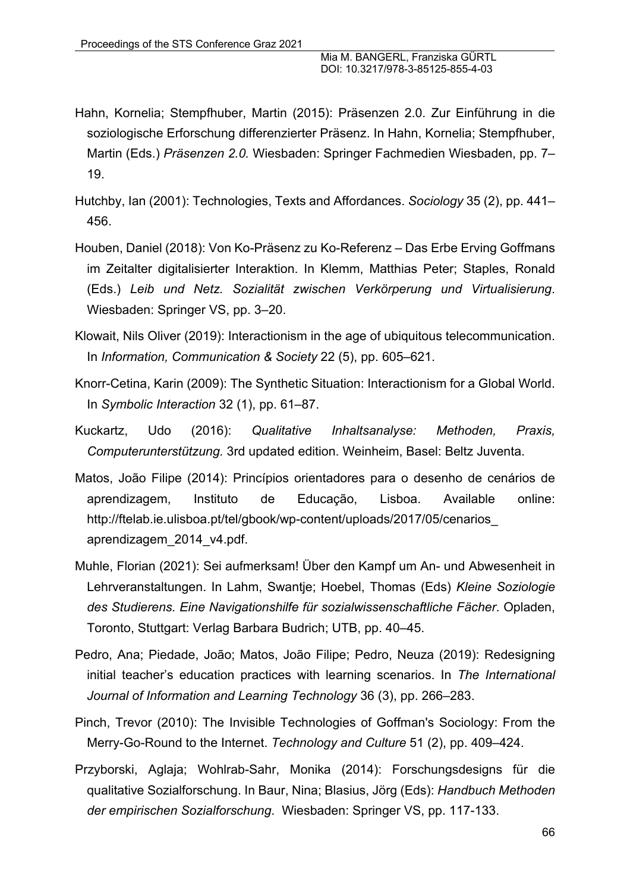Hahn, Kornelia; Stempfhuber, Martin (2015): Präsenzen 2.0. Zur Einführung in die soziologische Erforschung differenzierter Präsenz. In Hahn, Kornelia; Stempfhuber, Martin (Eds.) *Präsenzen 2.0.* Wiesbaden: Springer Fachmedien Wiesbaden, pp. 7–19.

Hutchby, Ian (2001): Technologies, Texts and Affordances. *Sociology* 35 (2), pp. 441–456.

Houben, Daniel (2018): Von Ko-Präsenz zu Ko-Referenz – Das Erbe Erving Goffmans im Zeitalter digitalisierter Interaktion. In Klemm, Matthias Peter; Staples, Ronald (Eds.) *Leib und Netz. Sozialität zwischen Verkörperung und Virtualisierung*. Wiesbaden: Springer VS, pp. 3–20.

Klowait, Nils Oliver (2019): Interactionism in the age of ubiquitous telecommunication. In *Information, Communication & Society* 22 (5), pp. 605–621.

Knorr-Cetina, Karin (2009): The Synthetic Situation: Interactionism for a Global World. In *Symbolic Interaction* 32 (1), pp. 61–87.

Kuckartz, Udo (2016): *Qualitative Inhaltsanalyse: Methoden, Praxis, Computerunterstützung.* 3rd updated edition. Weinheim, Basel: Beltz Juventa.

Matos, João Filipe (2014): Princípios orientadores para o desenho de cenários de aprendizagem, Instituto de Educação, Lisboa. Available online: http://ftelab.ie.ulisboa.pt/tel/gbook/wp-content/uploads/2017/05/cenarios_aprendizagem_2014_v4.pdf.

Muhle, Florian (2021): Sei aufmerksam! Über den Kampf um An- und Abwesenheit in Lehrveranstaltungen. In Lahm, Swantje; Hoebel, Thomas (Eds) *Kleine Soziologie des Studierens. Eine Navigationshilfe für sozialwissenschaftliche Fächer*. Opladen, Toronto, Stuttgart: Verlag Barbara Budrich; UTB, pp. 40–45.

Pedro, Ana; Piedade, João; Matos, João Filipe; Pedro, Neuza (2019): Redesigning initial teacher's education practices with learning scenarios. In *The International Journal of Information and Learning Technology* 36 (3), pp. 266–283.

Pinch, Trevor (2010): The Invisible Technologies of Goffman's Sociology: From the Merry-Go-Round to the Internet. *Technology and Culture* 51 (2), pp. 409–424.

Przyborski, Aglaja; Wohlrab-Sahr, Monika (2014): Forschungsdesigns für die qualitative Sozialforschung. In Baur, Nina; Blasius, Jörg (Eds): *Handbuch Methoden der empirischen Sozialforschung.* Wiesbaden: Springer VS, pp. 117-133.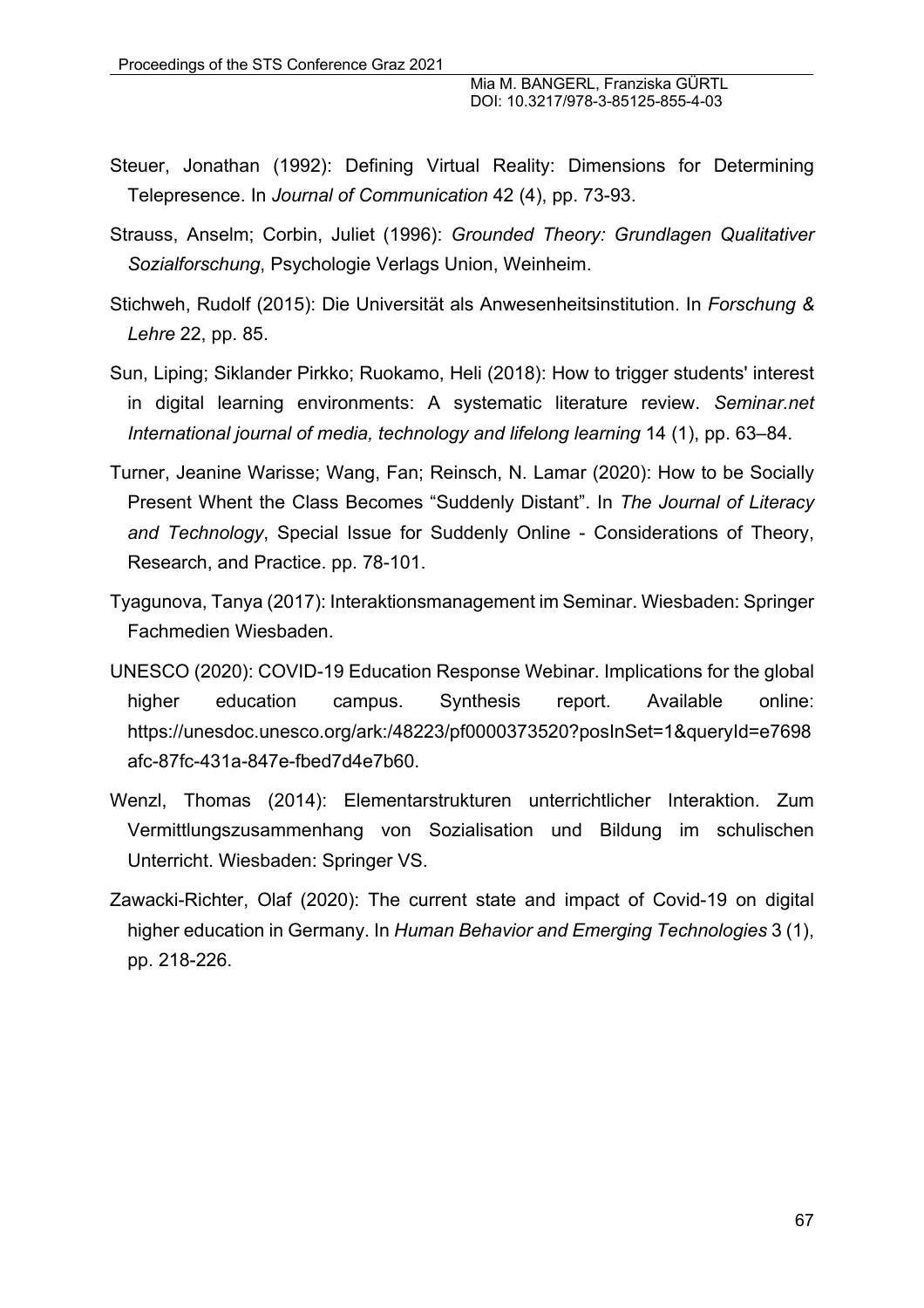Steuer, Jonathan (1992): Defining Virtual Reality: Dimensions for Determining Telepresence. In *Journal of Communication* 42 (4), pp. 73-93.

Strauss, Anselm; Corbin, Juliet (1996): *Grounded Theory: Grundlagen Qualitativer Sozialforschung*, Psychologie Verlags Union, Weinheim.

Stichweh, Rudolf (2015): Die Universität als Anwesenheitsinstitution. In *Forschung & Lehre* 22, pp. 85.

Sun, Liping; Siklander Pirkko; Ruokamo, Heli (2018): How to trigger students' interest in digital learning environments: A systematic literature review. *Seminar.net International journal of media, technology and lifelong learning* 14 (1), pp. 63–84.

Turner, Jeanine Warisse; Wang, Fan; Reinsch, N. Lamar (2020): How to be Socially Present Whent the Class Becomes "Suddenly Distant". In *The Journal of Literacy and Technology*, Special Issue for Suddenly Online - Considerations of Theory, Research, and Practice. pp. 78-101.

Tyagunova, Tanya (2017): Interaktionsmanagement im Seminar. Wiesbaden: Springer Fachmedien Wiesbaden.

UNESCO (2020): COVID-19 Education Response Webinar. Implications for the global higher education campus. Synthesis report. Available online: https://unesdoc.unesco.org/ark:/48223/pf0000373520?posInSet=1&queryId=e7698afc-87fc-431a-847e-fbed7d4e7b60.

Wenzl, Thomas (2014): Elementarstrukturen unterrichtlicher Interaktion. Zum Vermittlungszusammenhang von Sozialisation und Bildung im schulischen Unterricht. Wiesbaden: Springer VS.

Zawacki-Richter, Olaf (2020): The current state and impact of Covid-19 on digital higher education in Germany. In *Human Behavior and Emerging Technologies* 3 (1), pp. 218-226.